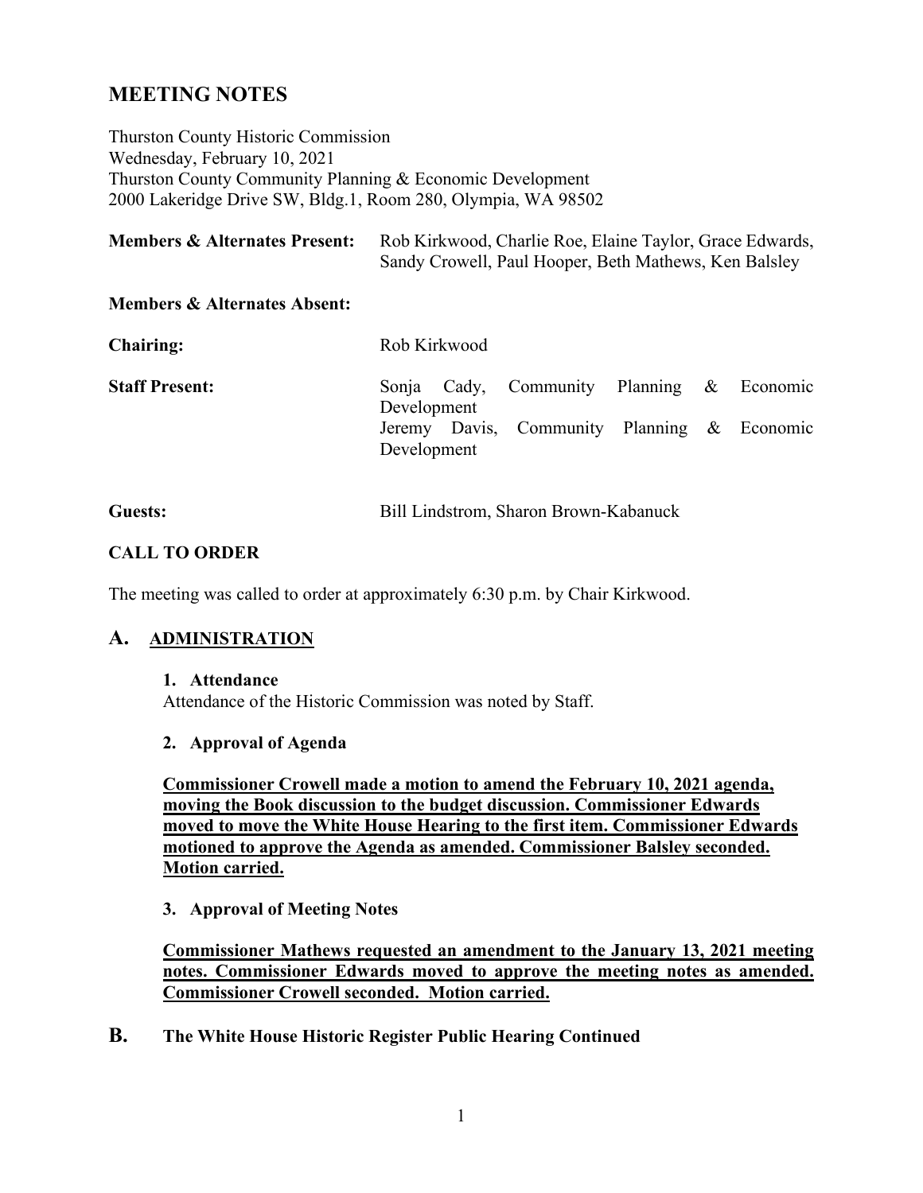# MEETING NOTES

Thurston County Historic Commission
Wednesday, February 10, 2021
Thurston County Community Planning & Economic Development
2000 Lakeridge Drive SW, Bldg.1, Room 280, Olympia, WA 98502

**Members & Alternates Present:** Rob Kirkwood, Charlie Roe, Elaine Taylor, Grace Edwards, Sandy Crowell, Paul Hooper, Beth Mathews, Ken Balsley

**Members & Alternates Absent:**

**Chairing:** Rob Kirkwood

**Staff Present:** Sonja Cady, Community Planning & Economic Development
Jeremy Davis, Community Planning & Economic Development

**Guests:** Bill Lindstrom, Sharon Brown-Kabanuck

## CALL TO ORDER

The meeting was called to order at approximately 6:30 p.m. by Chair Kirkwood.

## A. ADMINISTRATION

### 1. Attendance

Attendance of the Historic Commission was noted by Staff.

### 2. Approval of Agenda

**Commissioner Crowell made a motion to amend the February 10, 2021 agenda, moving the Book discussion to the budget discussion. Commissioner Edwards moved to move the White House Hearing to the first item. Commissioner Edwards motioned to approve the Agenda as amended. Commissioner Balsley seconded. Motion carried.**

### 3. Approval of Meeting Notes

**Commissioner Mathews requested an amendment to the January 13, 2021 meeting notes. Commissioner Edwards moved to approve the meeting notes as amended. Commissioner Crowell seconded. Motion carried.**

## B. The White House Historic Register Public Hearing Continued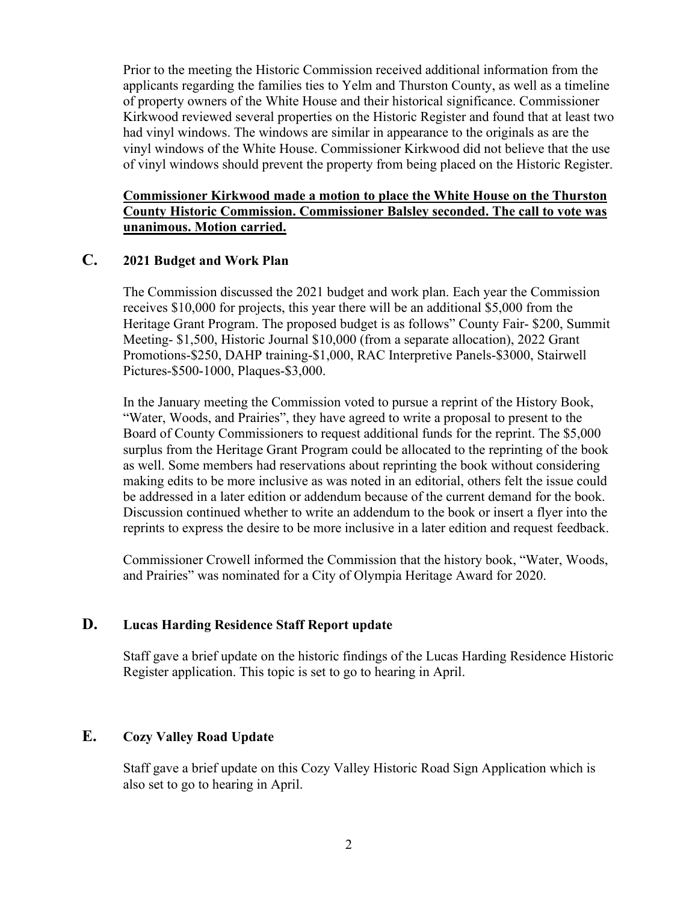Prior to the meeting the Historic Commission received additional information from the applicants regarding the families ties to Yelm and Thurston County, as well as a timeline of property owners of the White House and their historical significance. Commissioner Kirkwood reviewed several properties on the Historic Register and found that at least two had vinyl windows. The windows are similar in appearance to the originals as are the vinyl windows of the White House. Commissioner Kirkwood did not believe that the use of vinyl windows should prevent the property from being placed on the Historic Register.

**Commissioner Kirkwood made a motion to place the White House on the Thurston County Historic Commission. Commissioner Balsley seconded. The call to vote was unanimous. Motion carried.**

## C. 2021 Budget and Work Plan

The Commission discussed the 2021 budget and work plan. Each year the Commission receives $10,000 for projects, this year there will be an additional $5,000 from the Heritage Grant Program. The proposed budget is as follows" County Fair- $200, Summit Meeting- $1,500, Historic Journal $10,000 (from a separate allocation), 2022 Grant Promotions-$250, DAHP training-$1,000, RAC Interpretive Panels-$3000, Stairwell Pictures-$500-1000, Plaques-$3,000.

In the January meeting the Commission voted to pursue a reprint of the History Book, "Water, Woods, and Prairies", they have agreed to write a proposal to present to the Board of County Commissioners to request additional funds for the reprint. The $5,000 surplus from the Heritage Grant Program could be allocated to the reprinting of the book as well. Some members had reservations about reprinting the book without considering making edits to be more inclusive as was noted in an editorial, others felt the issue could be addressed in a later edition or addendum because of the current demand for the book. Discussion continued whether to write an addendum to the book or insert a flyer into the reprints to express the desire to be more inclusive in a later edition and request feedback.

Commissioner Crowell informed the Commission that the history book, "Water, Woods, and Prairies" was nominated for a City of Olympia Heritage Award for 2020.

## D. Lucas Harding Residence Staff Report update

Staff gave a brief update on the historic findings of the Lucas Harding Residence Historic Register application. This topic is set to go to hearing in April.

## E. Cozy Valley Road Update

Staff gave a brief update on this Cozy Valley Historic Road Sign Application which is also set to go to hearing in April.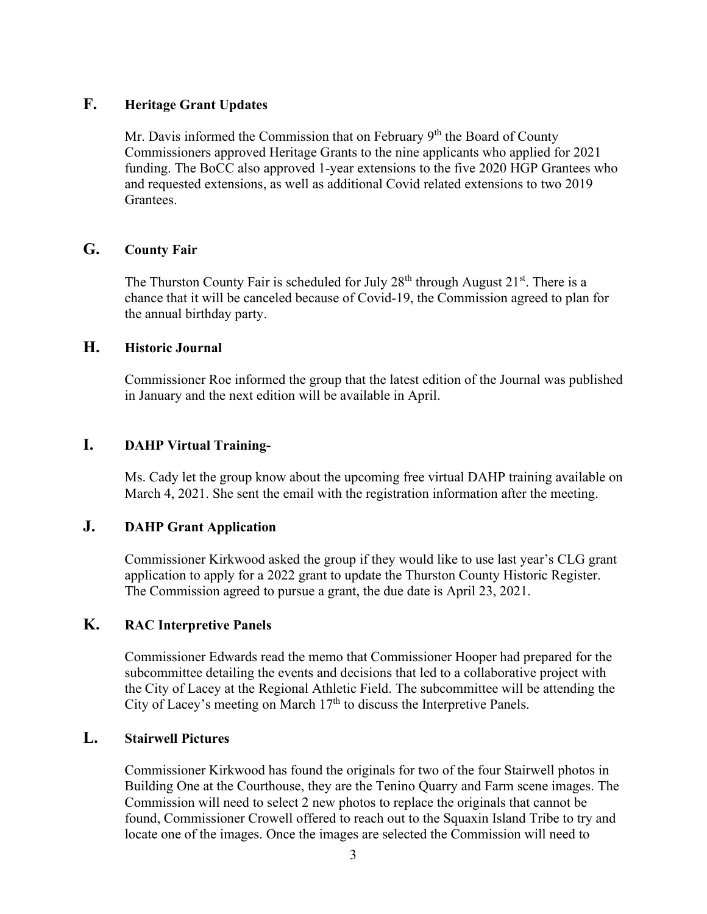## F. Heritage Grant Updates

Mr. Davis informed the Commission that on February 9th the Board of County Commissioners approved Heritage Grants to the nine applicants who applied for 2021 funding. The BoCC also approved 1-year extensions to the five 2020 HGP Grantees who and requested extensions, as well as additional Covid related extensions to two 2019 Grantees.

## G. County Fair

The Thurston County Fair is scheduled for July 28th through August 21st. There is a chance that it will be canceled because of Covid-19, the Commission agreed to plan for the annual birthday party.

## H. Historic Journal

Commissioner Roe informed the group that the latest edition of the Journal was published in January and the next edition will be available in April.

## I. DAHP Virtual Training-

Ms. Cady let the group know about the upcoming free virtual DAHP training available on March 4, 2021. She sent the email with the registration information after the meeting.

## J. DAHP Grant Application

Commissioner Kirkwood asked the group if they would like to use last year's CLG grant application to apply for a 2022 grant to update the Thurston County Historic Register. The Commission agreed to pursue a grant, the due date is April 23, 2021.

## K. RAC Interpretive Panels

Commissioner Edwards read the memo that Commissioner Hooper had prepared for the subcommittee detailing the events and decisions that led to a collaborative project with the City of Lacey at the Regional Athletic Field. The subcommittee will be attending the City of Lacey's meeting on March 17th to discuss the Interpretive Panels.

## L. Stairwell Pictures

Commissioner Kirkwood has found the originals for two of the four Stairwell photos in Building One at the Courthouse, they are the Tenino Quarry and Farm scene images. The Commission will need to select 2 new photos to replace the originals that cannot be found, Commissioner Crowell offered to reach out to the Squaxin Island Tribe to try and locate one of the images. Once the images are selected the Commission will need to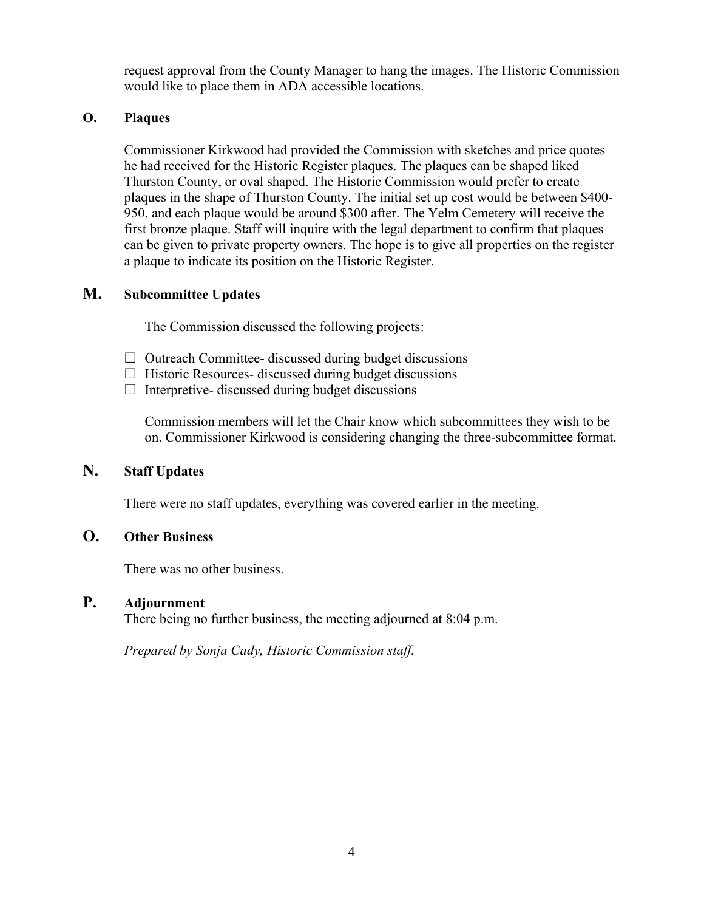request approval from the County Manager to hang the images. The Historic Commission would like to place them in ADA accessible locations.

## O. Plaques

Commissioner Kirkwood had provided the Commission with sketches and price quotes he had received for the Historic Register plaques. The plaques can be shaped liked Thurston County, or oval shaped. The Historic Commission would prefer to create plaques in the shape of Thurston County. The initial set up cost would be between $400-950, and each plaque would be around $300 after. The Yelm Cemetery will receive the first bronze plaque. Staff will inquire with the legal department to confirm that plaques can be given to private property owners. The hope is to give all properties on the register a plaque to indicate its position on the Historic Register.

## M. Subcommittee Updates

The Commission discussed the following projects:

- ☐ Outreach Committee- discussed during budget discussions
- ☐ Historic Resources- discussed during budget discussions
- ☐ Interpretive- discussed during budget discussions

Commission members will let the Chair know which subcommittees they wish to be on. Commissioner Kirkwood is considering changing the three-subcommittee format.

## N. Staff Updates

There were no staff updates, everything was covered earlier in the meeting.

## O. Other Business

There was no other business.

## P. Adjournment

There being no further business, the meeting adjourned at 8:04 p.m.

*Prepared by Sonja Cady, Historic Commission staff.*